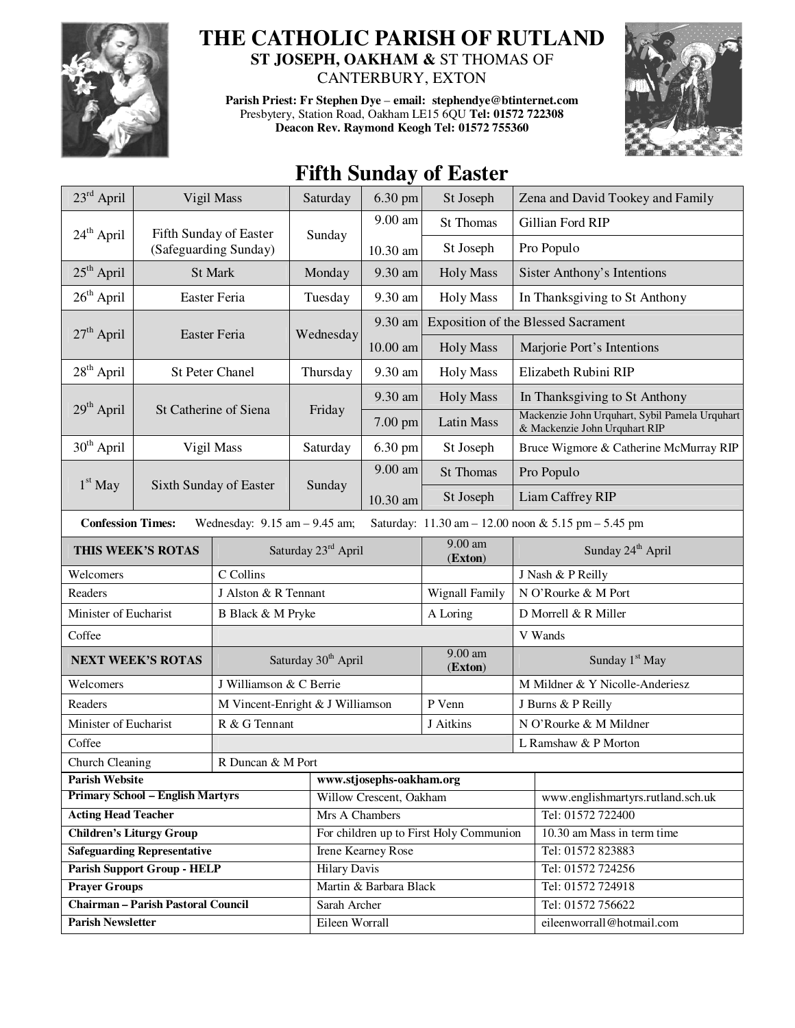# THE CATHOLIC PARISH OF RUTLAND

**ST JOSEPH, OAKHAM &** ST THOMAS OF CANTERBURY, EXTON

**Parish Priest: Fr Stephen Dye – email: stephendye@btinternet.com**
Presbytery, Station Road, Oakham LE15 6QU **Tel: 01572 722308**
**Deacon Rev. Raymond Keogh Tel: 01572 755360**

## Fifth Sunday of Easter

| Date | Occasion | Day | Time | Location | Intention |
|---|---|---|---|---|---|
| 23rd April | Vigil Mass | Saturday | 6.30 pm | St Joseph | Zena and David Tookey and Family |
| 24th April | Fifth Sunday of Easter (Safeguarding Sunday) | Sunday | 9.00 am | St Thomas | Gillian Ford RIP |
| | | | 10.30 am | St Joseph | Pro Populo |
| 25th April | St Mark | Monday | 9.30 am | Holy Mass | Sister Anthony's Intentions |
| 26th April | Easter Feria | Tuesday | 9.30 am | Holy Mass | In Thanksgiving to St Anthony |
| 27th April | Easter Feria | Wednesday | 9.30 am | Exposition of the Blessed Sacrament | |
| | | | 10.00 am | Holy Mass | Marjorie Port's Intentions |
| 28th April | St Peter Chanel | Thursday | 9.30 am | Holy Mass | Elizabeth Rubini RIP |
| 29th April | St Catherine of Siena | Friday | 9.30 am | Holy Mass | In Thanksgiving to St Anthony |
| | | | 7.00 pm | Latin Mass | Mackenzie John Urquhart, Sybil Pamela Urquhart & Mackenzie John Urquhart RIP |
| 30th April | Vigil Mass | Saturday | 6.30 pm | St Joseph | Bruce Wigmore & Catherine McMurray RIP |
| 1st May | Sixth Sunday of Easter | Sunday | 9.00 am | St Thomas | Pro Populo |
| | | | 10.30 am | St Joseph | Liam Caffrey RIP |

**Confession Times:** Wednesday: 9.15 am – 9.45 am; Saturday: 11.30 am – 12.00 noon & 5.15 pm – 5.45 pm

| THIS WEEK'S ROTAS | Saturday 23rd April | 9.00 am (Exton) | Sunday 24th April |
|---|---|---|---|
| Welcomers | C Collins | | J Nash & P Reilly |
| Readers | J Alston & R Tennant | Wignall Family | N O'Rourke & M Port |
| Minister of Eucharist | B Black & M Pryke | A Loring | D Morrell & R Miller |
| Coffee | | | V Wands |
| **NEXT WEEK'S ROTAS** | **Saturday 30th April** | **9.00 am (Exton)** | **Sunday 1st May** |
| Welcomers | J Williamson & C Berrie | | M Mildner & Y Nicolle-Anderiesz |
| Readers | M Vincent-Enright & J Williamson | P Venn | J Burns & P Reilly |
| Minister of Eucharist | R & G Tennant | J Aitkins | N O'Rourke & M Mildner |
| Coffee | | | L Ramshaw & P Morton |
| Church Cleaning | R Duncan & M Port | | |

| | | |
|---|---|---|
| **Parish Website** | **www.stjosephs-oakham.org** | |
| **Primary School – English Martyrs** | Willow Crescent, Oakham | www.englishmartyrs.rutland.sch.uk |
| **Acting Head Teacher** | Mrs A Chambers | Tel: 01572 722400 |
| **Children's Liturgy Group** | For children up to First Holy Communion | 10.30 am Mass in term time |
| **Safeguarding Representative** | Irene Kearney Rose | Tel: 01572 823883 |
| **Parish Support Group - HELP** | Hilary Davis | Tel: 01572 724256 |
| **Prayer Groups** | Martin & Barbara Black | Tel: 01572 724918 |
| **Chairman – Parish Pastoral Council** | Sarah Archer | Tel: 01572 756622 |
| **Parish Newsletter** | Eileen Worrall | eileenworrall@hotmail.com |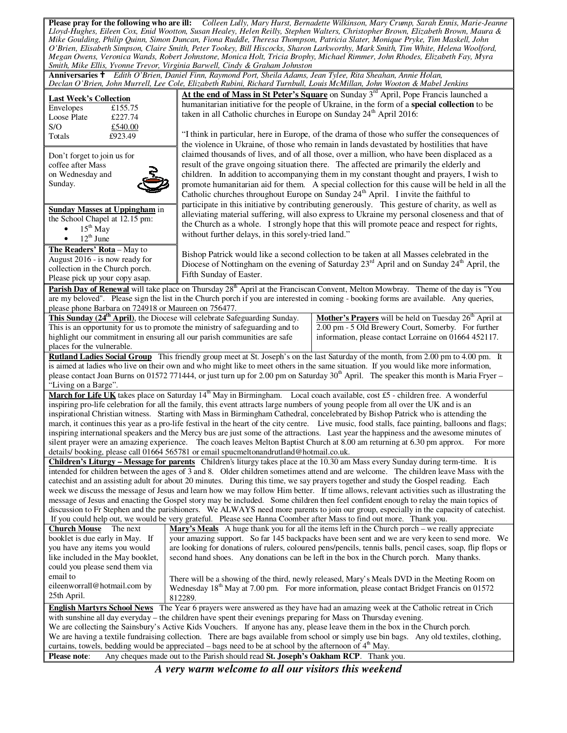**Please pray for the following who are ill:** *Colleen Lully, Mary Hurst, Bernadette Wilkinson, Mary Crump, Sarah Ennis, Marie-Jeanne Lloyd-Hughes, Eileen Cox, Enid Wootton, Susan Healey, Helen Reilly, Stephen Walters, Christopher Brown, Elizabeth Brown, Maura & Mike Goulding, Philip Quinn, Simon Duncan, Fiona Ruddle, Theresa Thompson, Patricia Slater, Monique Pryke, Tim Maskell, John O'Brien, Elisabeth Simpson, Claire Smith, Peter Tookey, Bill Hiscocks, Sharon Larkworthy, Mark Smith, Tim White, Helena Woolford, Megan Owens, Veronica Wands, Robert Johnstone, Monica Holt, Tricia Brophy, Michael Rimmer, John Rhodes, Elizabeth Fay, Myra Smith, Mike Ellis, Yvonne Trevor, Virginia Barwell, Cindy & Graham Johnston*

**Anniversaries ✝** *Edith O'Brien, Daniel Finn, Raymond Port, Sheila Adams, Jean Tylee, Rita Sheahan, Annie Holan, Declan O'Brien, John Murrell, Lee Cole, Elizabeth Rubini, Richard Turnbull, Louis McMillan, John Wooton & Mabel Jenkins*

**Last Week's Collection**

| | |
|---|---|
| Envelopes | £155.75 |
| Loose Plate | £227.74 |
| S/O | £540.00 |
| Totals | £923.49 |

Don't forget to join us for coffee after Mass on Wednesday and Sunday.

**Sunday Masses at Uppingham** in the School Chapel at 12.15 pm:

- 15th May
- 12th June

**The Readers' Rota** – May to August 2016 - is now ready for collection in the Church porch. Please pick up your copy asap.

**At the end of Mass in St Peter's Square** on Sunday 3rd April, Pope Francis launched a humanitarian initiative for the people of Ukraine, in the form of a **special collection** to be taken in all Catholic churches in Europe on Sunday 24th April 2016:

"I think in particular, here in Europe, of the drama of those who suffer the consequences of the violence in Ukraine, of those who remain in lands devastated by hostilities that have claimed thousands of lives, and of all those, over a million, who have been displaced as a result of the grave ongoing situation there. The affected are primarily the elderly and children. In addition to accompanying them in my constant thought and prayers, I wish to promote humanitarian aid for them. A special collection for this cause will be held in all the Catholic churches throughout Europe on Sunday 24th April. I invite the faithful to participate in this initiative by contributing generously. This gesture of charity, as well as alleviating material suffering, will also express to Ukraine my personal closeness and that of the Church as a whole. I strongly hope that this will promote peace and respect for rights, without further delays, in this sorely-tried land."

Bishop Patrick would like a second collection to be taken at all Masses celebrated in the Diocese of Nottingham on the evening of Saturday 23rd April and on Sunday 24th April, the Fifth Sunday of Easter.

**Parish Day of Renewal** will take place on Thursday 28th April at the Franciscan Convent, Melton Mowbray. Theme of the day is "You are my beloved". Please sign the list in the Church porch if you are interested in coming - booking forms are available. Any queries, please phone Barbara on 724918 or Maureen on 756477.

**This Sunday (24th April)**, the Diocese will celebrate Safeguarding Sunday. This is an opportunity for us to promote the ministry of safeguarding and to highlight our commitment in ensuring all our parish communities are safe places for the vulnerable.

**Mother's Prayers** will be held on Tuesday 26th April at 2.00 pm - 5 Old Brewery Court, Somerby. For further information, please contact Lorraine on 01664 452117.

**Rutland Ladies Social Group** This friendly group meet at St. Joseph's on the last Saturday of the month, from 2.00 pm to 4.00 pm. It is aimed at ladies who live on their own and who might like to meet others in the same situation. If you would like more information, please contact Joan Burns on 01572 771444, or just turn up for 2.00 pm on Saturday 30th April. The speaker this month is Maria Fryer – "Living on a Barge".

**March for Life UK** takes place on Saturday 14th May in Birmingham. Local coach available, cost £5 - children free. A wonderful inspiring pro-life celebration for all the family, this event attracts large numbers of young people from all over the UK and is an inspirational Christian witness. Starting with Mass in Birmingham Cathedral, concelebrated by Bishop Patrick who is attending the march, it continues this year as a pro-life festival in the heart of the city centre. Live music, food stalls, face painting, balloons and flags; inspiring international speakers and the Mercy bus are just some of the attractions. Last year the happiness and the awesome minutes of silent prayer were an amazing experience. The coach leaves Melton Baptist Church at 8.00 am returning at 6.30 pm approx. For more details/ booking, please call 01664 565781 or email spucmeltonandrutland@hotmail.co.uk.

**Children's Liturgy – Message for parents** Children's liturgy takes place at the 10.30 am Mass every Sunday during term-time. It is intended for children between the ages of 3 and 8. Older children sometimes attend and are welcome. The children leave Mass with the catechist and an assisting adult for about 20 minutes. During this time, we say prayers together and study the Gospel reading. Each week we discuss the message of Jesus and learn how we may follow Him better. If time allows, relevant activities such as illustrating the message of Jesus and enacting the Gospel story may be included. Some children then feel confident enough to relay the main topics of discussion to Fr Stephen and the parishioners. We ALWAYS need more parents to join our group, especially in the capacity of catechist. If you could help out, we would be very grateful. Please see Hanna Coomber after Mass to find out more. Thank you.

**Church Mouse** The next booklet is due early in May. If you have any items you would like included in the May booklet, could you please send them via email to eileenworrall@hotmail.com by 25th April.

**Mary's Meals** A huge thank you for all the items left in the Church porch – we really appreciate your amazing support. So far 145 backpacks have been sent and we are very keen to send more. We are looking for donations of rulers, coloured pens/pencils, tennis balls, pencil cases, soap, flip flops or second hand shoes. Any donations can be left in the box in the Church porch. Many thanks.

There will be a showing of the third, newly released, Mary's Meals DVD in the Meeting Room on Wednesday 18th May at 7.00 pm. For more information, please contact Bridget Francis on 01572 812289.

**English Martyrs School News** The Year 6 prayers were answered as they have had an amazing week at the Catholic retreat in Crich with sunshine all day everyday – the children have spent their evenings preparing for Mass on Thursday evening.
We are collecting the Sainsbury's Active Kids Vouchers. If anyone has any, please leave them in the box in the Church porch.
We are having a textile fundraising collection. There are bags available from school or simply use bin bags. Any old textiles, clothing, curtains, towels, bedding would be appreciated – bags need to be at school by the afternoon of 4th May.

**Please note**: Any cheques made out to the Parish should read **St. Joseph's Oakham RCP**. Thank you.

***A very warm welcome to all our visitors this weekend***